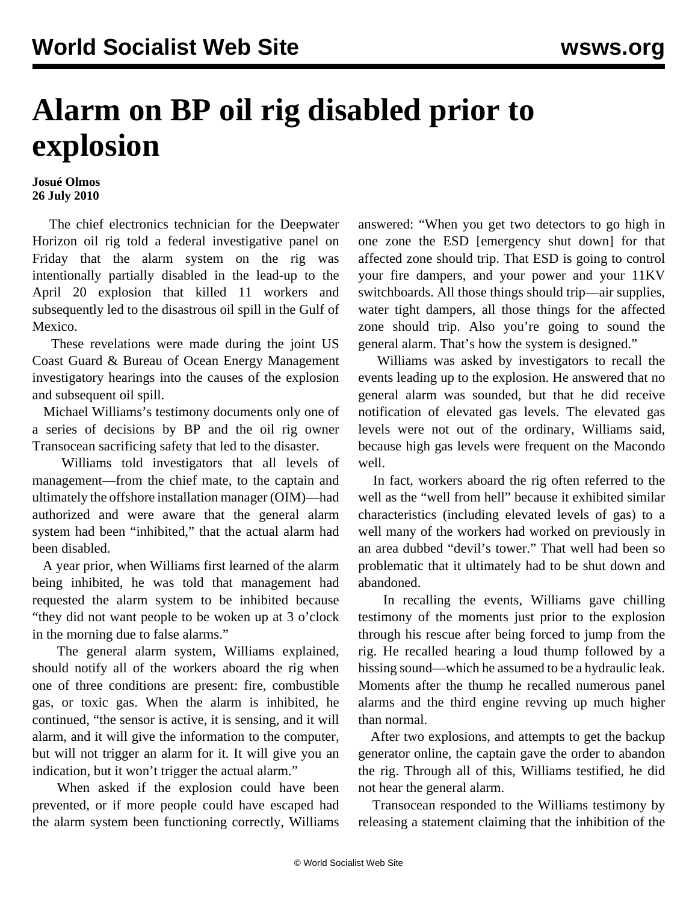# Alarm on BP oil rig disabled prior to explosion

**Josué Olmos**
**26 July 2010**

The chief electronics technician for the Deepwater Horizon oil rig told a federal investigative panel on Friday that the alarm system on the rig was intentionally partially disabled in the lead-up to the April 20 explosion that killed 11 workers and subsequently led to the disastrous oil spill in the Gulf of Mexico.

These revelations were made during the joint US Coast Guard & Bureau of Ocean Energy Management investigatory hearings into the causes of the explosion and subsequent oil spill.

Michael Williams's testimony documents only one of a series of decisions by BP and the oil rig owner Transocean sacrificing safety that led to the disaster.

Williams told investigators that all levels of management—from the chief mate, to the captain and ultimately the offshore installation manager (OIM)—had authorized and were aware that the general alarm system had been "inhibited," that the actual alarm had been disabled.

A year prior, when Williams first learned of the alarm being inhibited, he was told that management had requested the alarm system to be inhibited because "they did not want people to be woken up at 3 o'clock in the morning due to false alarms."

The general alarm system, Williams explained, should notify all of the workers aboard the rig when one of three conditions are present: fire, combustible gas, or toxic gas. When the alarm is inhibited, he continued, "the sensor is active, it is sensing, and it will alarm, and it will give the information to the computer, but will not trigger an alarm for it. It will give you an indication, but it won't trigger the actual alarm."

When asked if the explosion could have been prevented, or if more people could have escaped had the alarm system been functioning correctly, Williams answered: "When you get two detectors to go high in one zone the ESD [emergency shut down] for that affected zone should trip. That ESD is going to control your fire dampers, and your power and your 11KV switchboards. All those things should trip—air supplies, water tight dampers, all those things for the affected zone should trip. Also you're going to sound the general alarm. That's how the system is designed."

Williams was asked by investigators to recall the events leading up to the explosion. He answered that no general alarm was sounded, but that he did receive notification of elevated gas levels. The elevated gas levels were not out of the ordinary, Williams said, because high gas levels were frequent on the Macondo well.

In fact, workers aboard the rig often referred to the well as the "well from hell" because it exhibited similar characteristics (including elevated levels of gas) to a well many of the workers had worked on previously in an area dubbed "devil's tower." That well had been so problematic that it ultimately had to be shut down and abandoned.

In recalling the events, Williams gave chilling testimony of the moments just prior to the explosion through his rescue after being forced to jump from the rig. He recalled hearing a loud thump followed by a hissing sound—which he assumed to be a hydraulic leak. Moments after the thump he recalled numerous panel alarms and the third engine revving up much higher than normal.

After two explosions, and attempts to get the backup generator online, the captain gave the order to abandon the rig. Through all of this, Williams testified, he did not hear the general alarm.

Transocean responded to the Williams testimony by releasing a statement claiming that the inhibition of the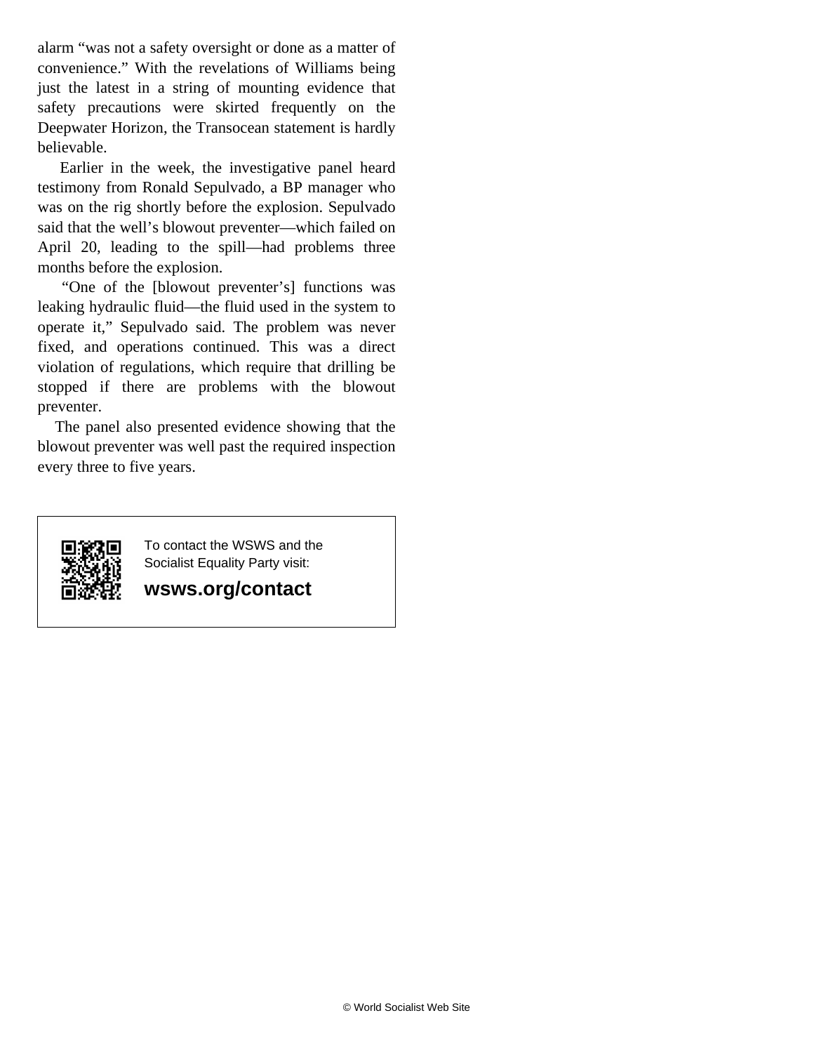alarm “was not a safety oversight or done as a matter of convenience.” With the revelations of Williams being just the latest in a string of mounting evidence that safety precautions were skirted frequently on the Deepwater Horizon, the Transocean statement is hardly believable.

Earlier in the week, the investigative panel heard testimony from Ronald Sepulvado, a BP manager who was on the rig shortly before the explosion. Sepulvado said that the well’s blowout preventer—which failed on April 20, leading to the spill—had problems three months before the explosion.

“One of the [blowout preventer’s] functions was leaking hydraulic fluid—the fluid used in the system to operate it,” Sepulvado said. The problem was never fixed, and operations continued. This was a direct violation of regulations, which require that drilling be stopped if there are problems with the blowout preventer.

The panel also presented evidence showing that the blowout preventer was well past the required inspection every three to five years.

To contact the WSWS and the Socialist Equality Party visit:

**wsws.org/contact**